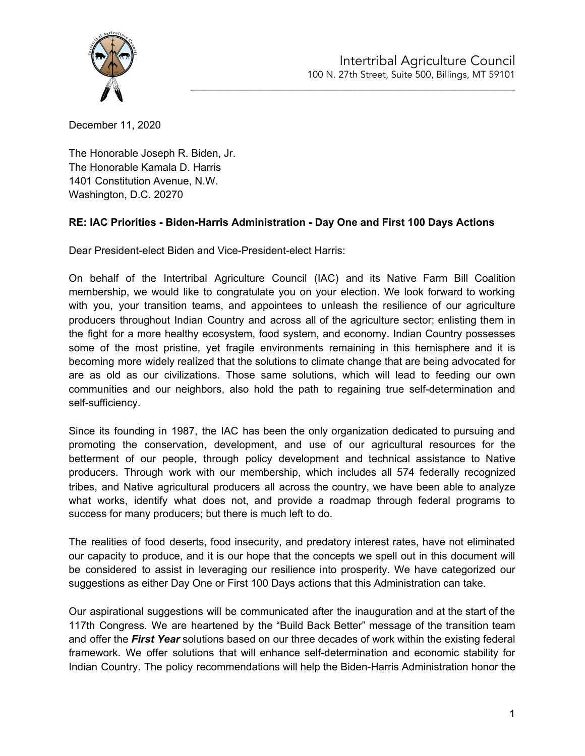Intertribal Agriculture Council
100 N. 27th Street, Suite 500, Billings, MT 59101

December 11, 2020

The Honorable Joseph R. Biden, Jr.
The Honorable Kamala D. Harris
1401 Constitution Avenue, N.W.
Washington, D.C. 20270

**RE: IAC Priorities - Biden-Harris Administration - Day One and First 100 Days Actions**

Dear President-elect Biden and Vice-President-elect Harris:

On behalf of the Intertribal Agriculture Council (IAC) and its Native Farm Bill Coalition membership, we would like to congratulate you on your election. We look forward to working with you, your transition teams, and appointees to unleash the resilience of our agriculture producers throughout Indian Country and across all of the agriculture sector; enlisting them in the fight for a more healthy ecosystem, food system, and economy. Indian Country possesses some of the most pristine, yet fragile environments remaining in this hemisphere and it is becoming more widely realized that the solutions to climate change that are being advocated for are as old as our civilizations. Those same solutions, which will lead to feeding our own communities and our neighbors, also hold the path to regaining true self-determination and self-sufficiency.

Since its founding in 1987, the IAC has been the only organization dedicated to pursuing and promoting the conservation, development, and use of our agricultural resources for the betterment of our people, through policy development and technical assistance to Native producers. Through work with our membership, which includes all 574 federally recognized tribes, and Native agricultural producers all across the country, we have been able to analyze what works, identify what does not, and provide a roadmap through federal programs to success for many producers; but there is much left to do.

The realities of food deserts, food insecurity, and predatory interest rates, have not eliminated our capacity to produce, and it is our hope that the concepts we spell out in this document will be considered to assist in leveraging our resilience into prosperity. We have categorized our suggestions as either Day One or First 100 Days actions that this Administration can take.

Our aspirational suggestions will be communicated after the inauguration and at the start of the 117th Congress. We are heartened by the "Build Back Better" message of the transition team and offer the ***First Year*** solutions based on our three decades of work within the existing federal framework. We offer solutions that will enhance self-determination and economic stability for Indian Country. The policy recommendations will help the Biden-Harris Administration honor the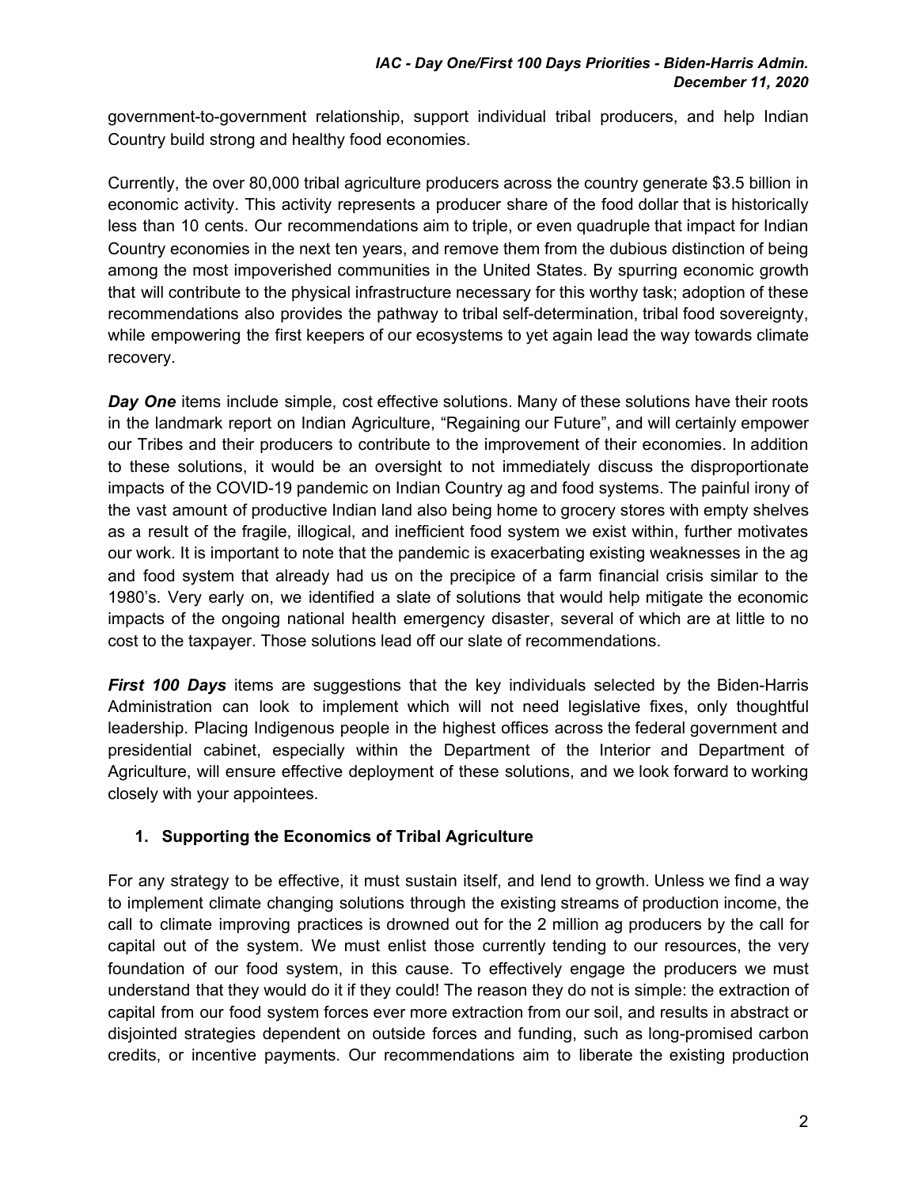government-to-government relationship, support individual tribal producers, and help Indian Country build strong and healthy food economies.

Currently, the over 80,000 tribal agriculture producers across the country generate $3.5 billion in economic activity. This activity represents a producer share of the food dollar that is historically less than 10 cents. Our recommendations aim to triple, or even quadruple that impact for Indian Country economies in the next ten years, and remove them from the dubious distinction of being among the most impoverished communities in the United States. By spurring economic growth that will contribute to the physical infrastructure necessary for this worthy task; adoption of these recommendations also provides the pathway to tribal self-determination, tribal food sovereignty, while empowering the first keepers of our ecosystems to yet again lead the way towards climate recovery.

***Day One*** items include simple, cost effective solutions. Many of these solutions have their roots in the landmark report on Indian Agriculture, "Regaining our Future", and will certainly empower our Tribes and their producers to contribute to the improvement of their economies. In addition to these solutions, it would be an oversight to not immediately discuss the disproportionate impacts of the COVID-19 pandemic on Indian Country ag and food systems. The painful irony of the vast amount of productive Indian land also being home to grocery stores with empty shelves as a result of the fragile, illogical, and inefficient food system we exist within, further motivates our work. It is important to note that the pandemic is exacerbating existing weaknesses in the ag and food system that already had us on the precipice of a farm financial crisis similar to the 1980's. Very early on, we identified a slate of solutions that would help mitigate the economic impacts of the ongoing national health emergency disaster, several of which are at little to no cost to the taxpayer. Those solutions lead off our slate of recommendations.

***First 100 Days*** items are suggestions that the key individuals selected by the Biden-Harris Administration can look to implement which will not need legislative fixes, only thoughtful leadership. Placing Indigenous people in the highest offices across the federal government and presidential cabinet, especially within the Department of the Interior and Department of Agriculture, will ensure effective deployment of these solutions, and we look forward to working closely with your appointees.

## 1. Supporting the Economics of Tribal Agriculture

For any strategy to be effective, it must sustain itself, and lend to growth. Unless we find a way to implement climate changing solutions through the existing streams of production income, the call to climate improving practices is drowned out for the 2 million ag producers by the call for capital out of the system. We must enlist those currently tending to our resources, the very foundation of our food system, in this cause. To effectively engage the producers we must understand that they would do it if they could! The reason they do not is simple: the extraction of capital from our food system forces ever more extraction from our soil, and results in abstract or disjointed strategies dependent on outside forces and funding, such as long-promised carbon credits, or incentive payments. Our recommendations aim to liberate the existing production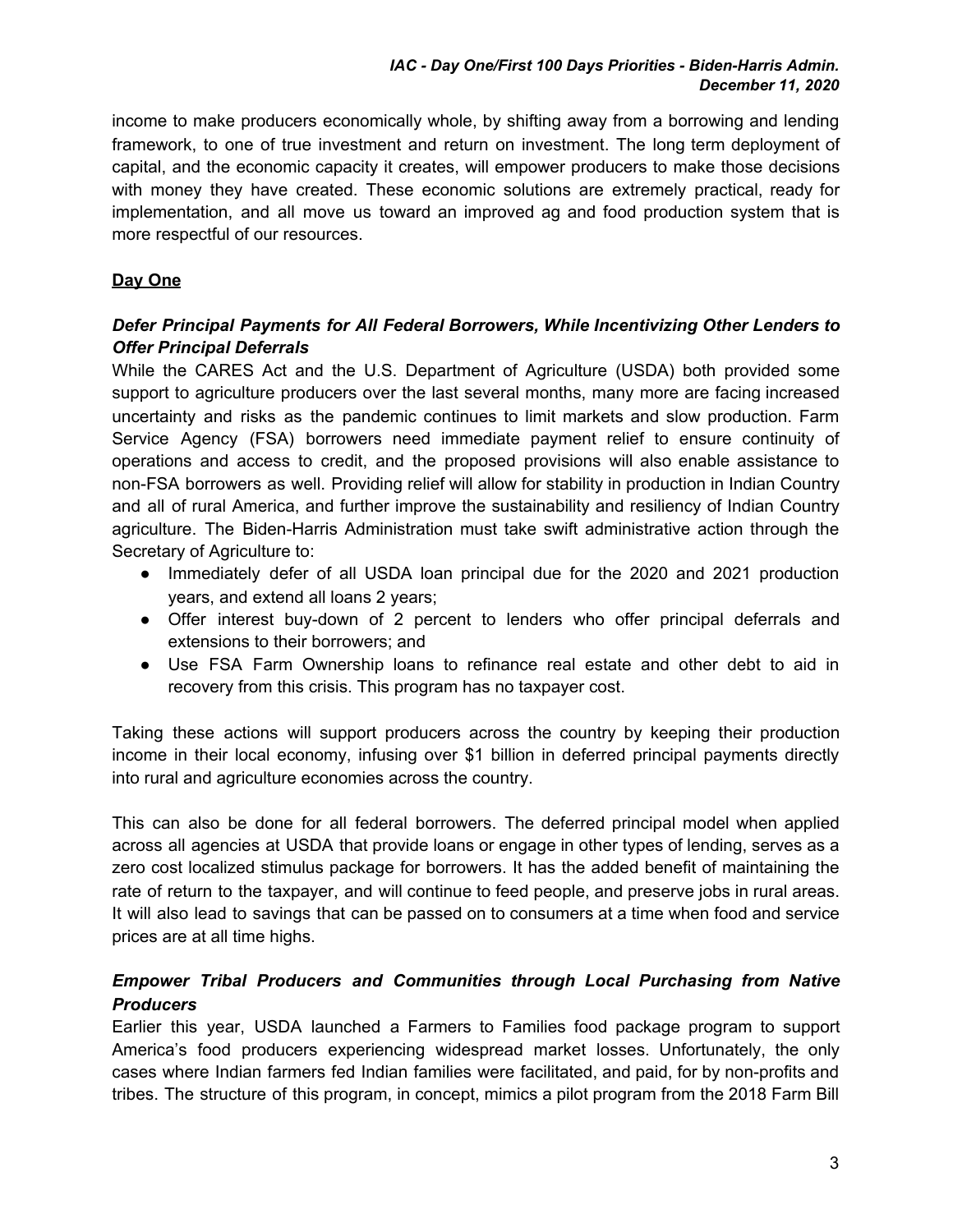income to make producers economically whole, by shifting away from a borrowing and lending framework, to one of true investment and return on investment. The long term deployment of capital, and the economic capacity it creates, will empower producers to make those decisions with money they have created. These economic solutions are extremely practical, ready for implementation, and all move us toward an improved ag and food production system that is more respectful of our resources.

## Day One

### *Defer Principal Payments for All Federal Borrowers, While Incentivizing Other Lenders to Offer Principal Deferrals*

While the CARES Act and the U.S. Department of Agriculture (USDA) both provided some support to agriculture producers over the last several months, many more are facing increased uncertainty and risks as the pandemic continues to limit markets and slow production. Farm Service Agency (FSA) borrowers need immediate payment relief to ensure continuity of operations and access to credit, and the proposed provisions will also enable assistance to non-FSA borrowers as well. Providing relief will allow for stability in production in Indian Country and all of rural America, and further improve the sustainability and resiliency of Indian Country agriculture. The Biden-Harris Administration must take swift administrative action through the Secretary of Agriculture to:

- Immediately defer of all USDA loan principal due for the 2020 and 2021 production years, and extend all loans 2 years;
- Offer interest buy-down of 2 percent to lenders who offer principal deferrals and extensions to their borrowers; and
- Use FSA Farm Ownership loans to refinance real estate and other debt to aid in recovery from this crisis. This program has no taxpayer cost.

Taking these actions will support producers across the country by keeping their production income in their local economy, infusing over $1 billion in deferred principal payments directly into rural and agriculture economies across the country.

This can also be done for all federal borrowers. The deferred principal model when applied across all agencies at USDA that provide loans or engage in other types of lending, serves as a zero cost localized stimulus package for borrowers. It has the added benefit of maintaining the rate of return to the taxpayer, and will continue to feed people, and preserve jobs in rural areas. It will also lead to savings that can be passed on to consumers at a time when food and service prices are at all time highs.

### *Empower Tribal Producers and Communities through Local Purchasing from Native Producers*

Earlier this year, USDA launched a Farmers to Families food package program to support America's food producers experiencing widespread market losses. Unfortunately, the only cases where Indian farmers fed Indian families were facilitated, and paid, for by non-profits and tribes. The structure of this program, in concept, mimics a pilot program from the 2018 Farm Bill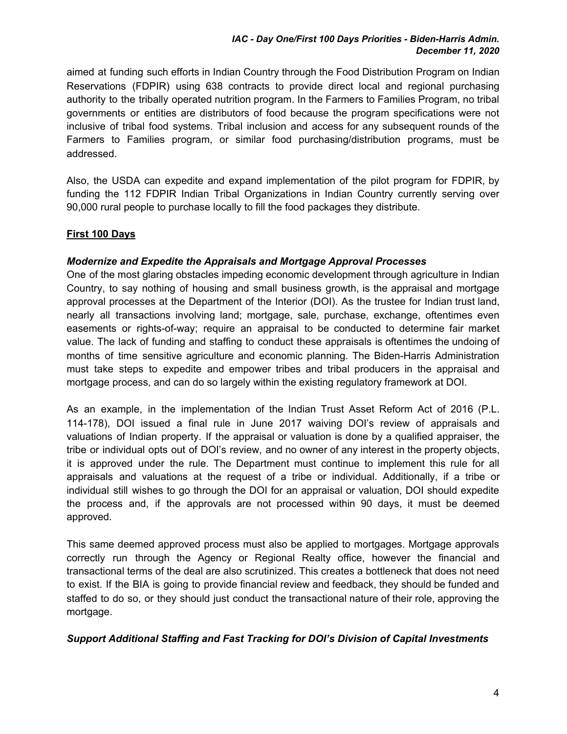aimed at funding such efforts in Indian Country through the Food Distribution Program on Indian Reservations (FDPIR) using 638 contracts to provide direct local and regional purchasing authority to the tribally operated nutrition program. In the Farmers to Families Program, no tribal governments or entities are distributors of food because the program specifications were not inclusive of tribal food systems. Tribal inclusion and access for any subsequent rounds of the Farmers to Families program, or similar food purchasing/distribution programs, must be addressed.

Also, the USDA can expedite and expand implementation of the pilot program for FDPIR, by funding the 112 FDPIR Indian Tribal Organizations in Indian Country currently serving over 90,000 rural people to purchase locally to fill the food packages they distribute.

## First 100 Days

### *Modernize and Expedite the Appraisals and Mortgage Approval Processes*

One of the most glaring obstacles impeding economic development through agriculture in Indian Country, to say nothing of housing and small business growth, is the appraisal and mortgage approval processes at the Department of the Interior (DOI). As the trustee for Indian trust land, nearly all transactions involving land; mortgage, sale, purchase, exchange, oftentimes even easements or rights-of-way; require an appraisal to be conducted to determine fair market value. The lack of funding and staffing to conduct these appraisals is oftentimes the undoing of months of time sensitive agriculture and economic planning. The Biden-Harris Administration must take steps to expedite and empower tribes and tribal producers in the appraisal and mortgage process, and can do so largely within the existing regulatory framework at DOI.

As an example, in the implementation of the Indian Trust Asset Reform Act of 2016 (P.L. 114-178), DOI issued a final rule in June 2017 waiving DOI's review of appraisals and valuations of Indian property. If the appraisal or valuation is done by a qualified appraiser, the tribe or individual opts out of DOI's review, and no owner of any interest in the property objects, it is approved under the rule. The Department must continue to implement this rule for all appraisals and valuations at the request of a tribe or individual. Additionally, if a tribe or individual still wishes to go through the DOI for an appraisal or valuation, DOI should expedite the process and, if the approvals are not processed within 90 days, it must be deemed approved.

This same deemed approved process must also be applied to mortgages. Mortgage approvals correctly run through the Agency or Regional Realty office, however the financial and transactional terms of the deal are also scrutinized. This creates a bottleneck that does not need to exist. If the BIA is going to provide financial review and feedback, they should be funded and staffed to do so, or they should just conduct the transactional nature of their role, approving the mortgage.

### *Support Additional Staffing and Fast Tracking for DOI's Division of Capital Investments*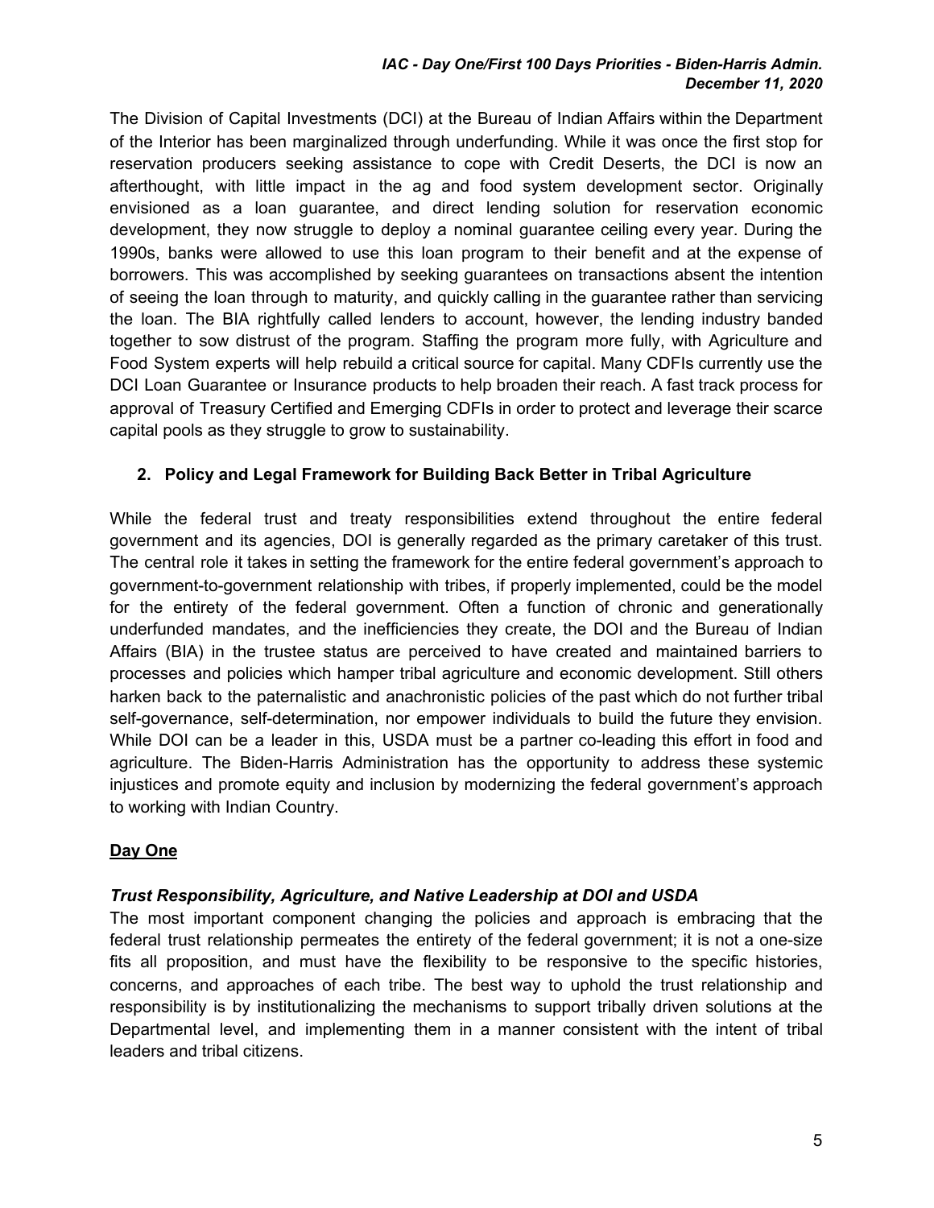The Division of Capital Investments (DCI) at the Bureau of Indian Affairs within the Department of the Interior has been marginalized through underfunding. While it was once the first stop for reservation producers seeking assistance to cope with Credit Deserts, the DCI is now an afterthought, with little impact in the ag and food system development sector. Originally envisioned as a loan guarantee, and direct lending solution for reservation economic development, they now struggle to deploy a nominal guarantee ceiling every year. During the 1990s, banks were allowed to use this loan program to their benefit and at the expense of borrowers. This was accomplished by seeking guarantees on transactions absent the intention of seeing the loan through to maturity, and quickly calling in the guarantee rather than servicing the loan. The BIA rightfully called lenders to account, however, the lending industry banded together to sow distrust of the program. Staffing the program more fully, with Agriculture and Food System experts will help rebuild a critical source for capital. Many CDFIs currently use the DCI Loan Guarantee or Insurance products to help broaden their reach. A fast track process for approval of Treasury Certified and Emerging CDFIs in order to protect and leverage their scarce capital pools as they struggle to grow to sustainability.

## 2. Policy and Legal Framework for Building Back Better in Tribal Agriculture

While the federal trust and treaty responsibilities extend throughout the entire federal government and its agencies, DOI is generally regarded as the primary caretaker of this trust. The central role it takes in setting the framework for the entire federal government's approach to government-to-government relationship with tribes, if properly implemented, could be the model for the entirety of the federal government. Often a function of chronic and generationally underfunded mandates, and the inefficiencies they create, the DOI and the Bureau of Indian Affairs (BIA) in the trustee status are perceived to have created and maintained barriers to processes and policies which hamper tribal agriculture and economic development. Still others harken back to the paternalistic and anachronistic policies of the past which do not further tribal self-governance, self-determination, nor empower individuals to build the future they envision. While DOI can be a leader in this, USDA must be a partner co-leading this effort in food and agriculture. The Biden-Harris Administration has the opportunity to address these systemic injustices and promote equity and inclusion by modernizing the federal government's approach to working with Indian Country.

### <u>Day One</u>

#### *Trust Responsibility, Agriculture, and Native Leadership at DOI and USDA*

The most important component changing the policies and approach is embracing that the federal trust relationship permeates the entirety of the federal government; it is not a one-size fits all proposition, and must have the flexibility to be responsive to the specific histories, concerns, and approaches of each tribe. The best way to uphold the trust relationship and responsibility is by institutionalizing the mechanisms to support tribally driven solutions at the Departmental level, and implementing them in a manner consistent with the intent of tribal leaders and tribal citizens.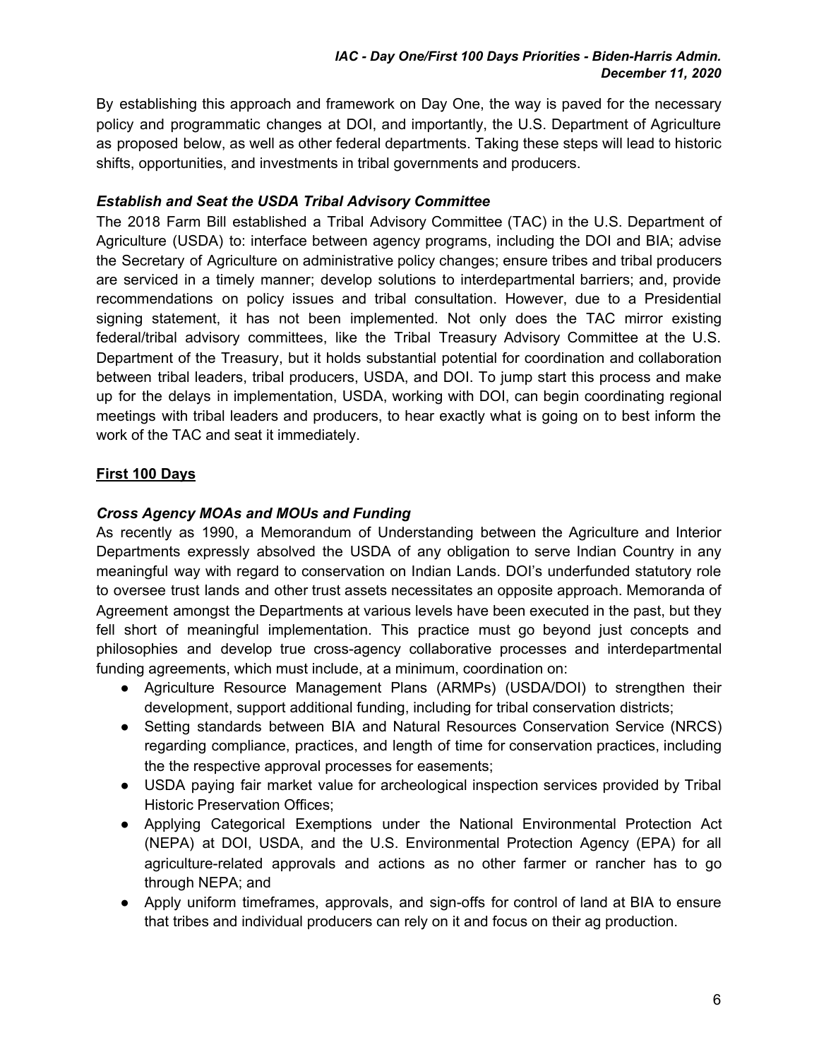By establishing this approach and framework on Day One, the way is paved for the necessary policy and programmatic changes at DOI, and importantly, the U.S. Department of Agriculture as proposed below, as well as other federal departments. Taking these steps will lead to historic shifts, opportunities, and investments in tribal governments and producers.

***Establish and Seat the USDA Tribal Advisory Committee***

The 2018 Farm Bill established a Tribal Advisory Committee (TAC) in the U.S. Department of Agriculture (USDA) to: interface between agency programs, including the DOI and BIA; advise the Secretary of Agriculture on administrative policy changes; ensure tribes and tribal producers are serviced in a timely manner; develop solutions to interdepartmental barriers; and, provide recommendations on policy issues and tribal consultation. However, due to a Presidential signing statement, it has not been implemented. Not only does the TAC mirror existing federal/tribal advisory committees, like the Tribal Treasury Advisory Committee at the U.S. Department of the Treasury, but it holds substantial potential for coordination and collaboration between tribal leaders, tribal producers, USDA, and DOI. To jump start this process and make up for the delays in implementation, USDA, working with DOI, can begin coordinating regional meetings with tribal leaders and producers, to hear exactly what is going on to best inform the work of the TAC and seat it immediately.

## <u>First 100 Days</u>

***Cross Agency MOAs and MOUs and Funding***

As recently as 1990, a Memorandum of Understanding between the Agriculture and Interior Departments expressly absolved the USDA of any obligation to serve Indian Country in any meaningful way with regard to conservation on Indian Lands. DOI's underfunded statutory role to oversee trust lands and other trust assets necessitates an opposite approach. Memoranda of Agreement amongst the Departments at various levels have been executed in the past, but they fell short of meaningful implementation. This practice must go beyond just concepts and philosophies and develop true cross-agency collaborative processes and interdepartmental funding agreements, which must include, at a minimum, coordination on:

- Agriculture Resource Management Plans (ARMPs) (USDA/DOI) to strengthen their development, support additional funding, including for tribal conservation districts;
- Setting standards between BIA and Natural Resources Conservation Service (NRCS) regarding compliance, practices, and length of time for conservation practices, including the the respective approval processes for easements;
- USDA paying fair market value for archeological inspection services provided by Tribal Historic Preservation Offices;
- Applying Categorical Exemptions under the National Environmental Protection Act (NEPA) at DOI, USDA, and the U.S. Environmental Protection Agency (EPA) for all agriculture-related approvals and actions as no other farmer or rancher has to go through NEPA; and
- Apply uniform timeframes, approvals, and sign-offs for control of land at BIA to ensure that tribes and individual producers can rely on it and focus on their ag production.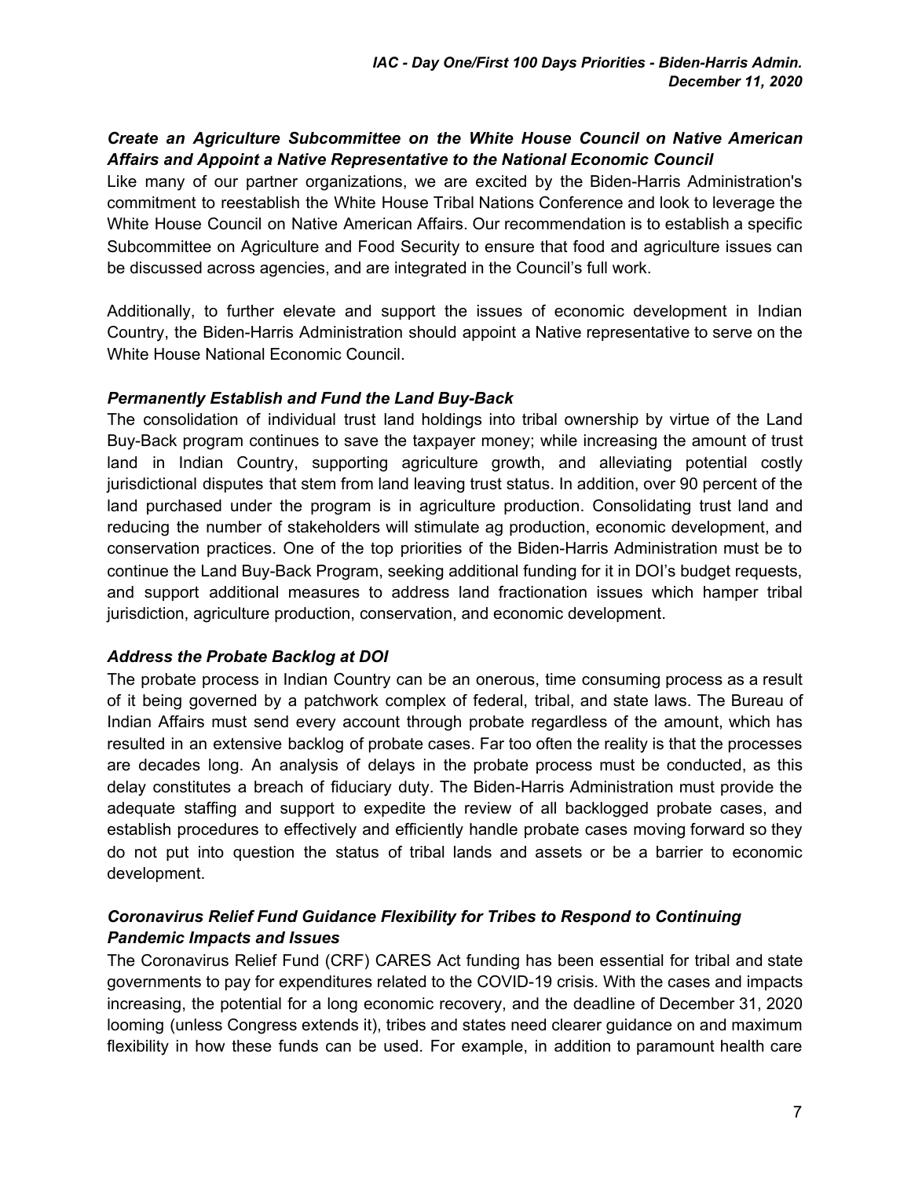### *Create an Agriculture Subcommittee on the White House Council on Native American Affairs and Appoint a Native Representative to the National Economic Council*

Like many of our partner organizations, we are excited by the Biden-Harris Administration's commitment to reestablish the White House Tribal Nations Conference and look to leverage the White House Council on Native American Affairs. Our recommendation is to establish a specific Subcommittee on Agriculture and Food Security to ensure that food and agriculture issues can be discussed across agencies, and are integrated in the Council's full work.

Additionally, to further elevate and support the issues of economic development in Indian Country, the Biden-Harris Administration should appoint a Native representative to serve on the White House National Economic Council.

### *Permanently Establish and Fund the Land Buy-Back*

The consolidation of individual trust land holdings into tribal ownership by virtue of the Land Buy-Back program continues to save the taxpayer money; while increasing the amount of trust land in Indian Country, supporting agriculture growth, and alleviating potential costly jurisdictional disputes that stem from land leaving trust status. In addition, over 90 percent of the land purchased under the program is in agriculture production. Consolidating trust land and reducing the number of stakeholders will stimulate ag production, economic development, and conservation practices. One of the top priorities of the Biden-Harris Administration must be to continue the Land Buy-Back Program, seeking additional funding for it in DOI's budget requests, and support additional measures to address land fractionation issues which hamper tribal jurisdiction, agriculture production, conservation, and economic development.

### *Address the Probate Backlog at DOI*

The probate process in Indian Country can be an onerous, time consuming process as a result of it being governed by a patchwork complex of federal, tribal, and state laws. The Bureau of Indian Affairs must send every account through probate regardless of the amount, which has resulted in an extensive backlog of probate cases. Far too often the reality is that the processes are decades long. An analysis of delays in the probate process must be conducted, as this delay constitutes a breach of fiduciary duty. The Biden-Harris Administration must provide the adequate staffing and support to expedite the review of all backlogged probate cases, and establish procedures to effectively and efficiently handle probate cases moving forward so they do not put into question the status of tribal lands and assets or be a barrier to economic development.

### *Coronavirus Relief Fund Guidance Flexibility for Tribes to Respond to Continuing Pandemic Impacts and Issues*

The Coronavirus Relief Fund (CRF) CARES Act funding has been essential for tribal and state governments to pay for expenditures related to the COVID-19 crisis. With the cases and impacts increasing, the potential for a long economic recovery, and the deadline of December 31, 2020 looming (unless Congress extends it), tribes and states need clearer guidance on and maximum flexibility in how these funds can be used. For example, in addition to paramount health care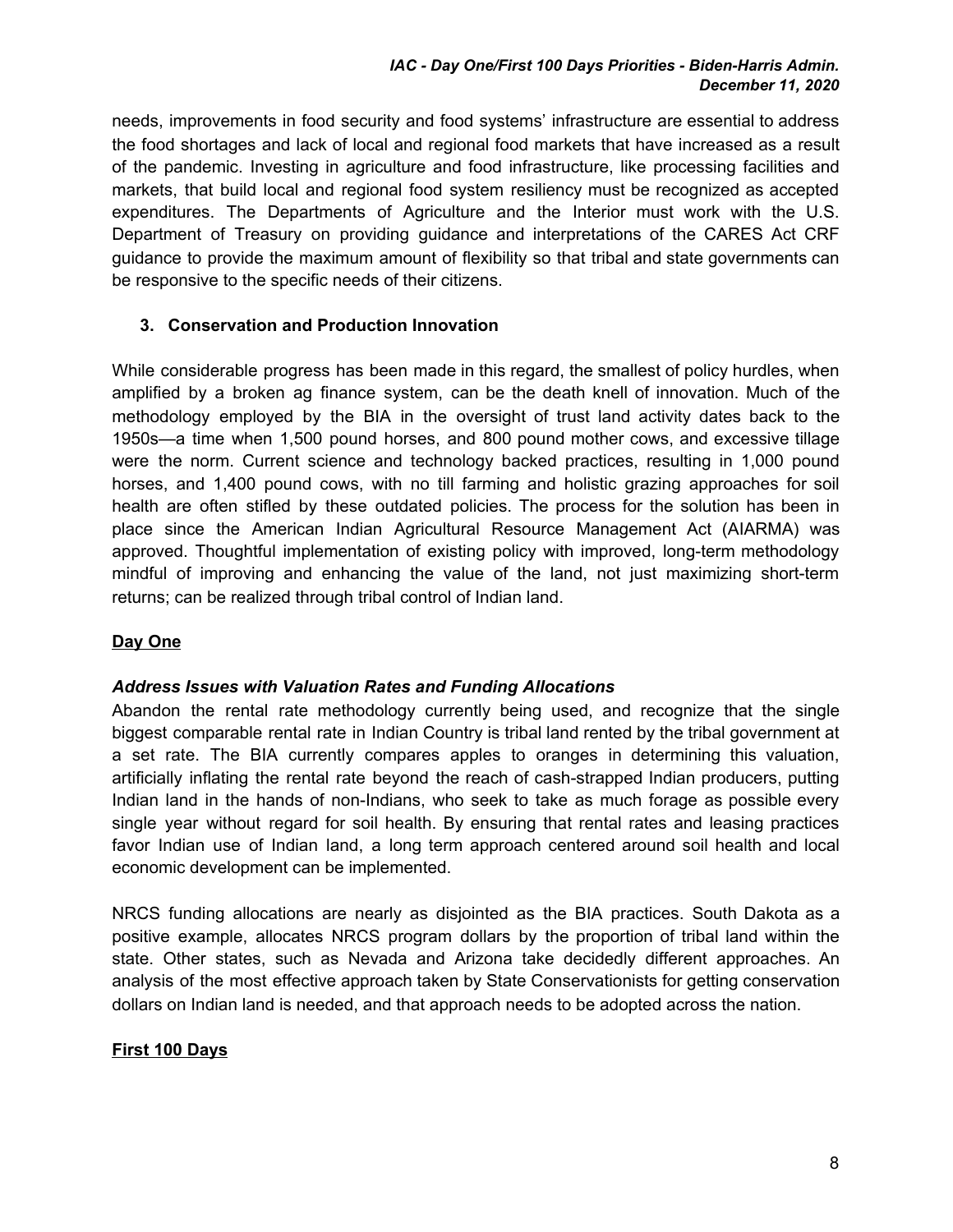needs, improvements in food security and food systems' infrastructure are essential to address the food shortages and lack of local and regional food markets that have increased as a result of the pandemic. Investing in agriculture and food infrastructure, like processing facilities and markets, that build local and regional food system resiliency must be recognized as accepted expenditures. The Departments of Agriculture and the Interior must work with the U.S. Department of Treasury on providing guidance and interpretations of the CARES Act CRF guidance to provide the maximum amount of flexibility so that tribal and state governments can be responsive to the specific needs of their citizens.

### 3. Conservation and Production Innovation

While considerable progress has been made in this regard, the smallest of policy hurdles, when amplified by a broken ag finance system, can be the death knell of innovation. Much of the methodology employed by the BIA in the oversight of trust land activity dates back to the 1950s—a time when 1,500 pound horses, and 800 pound mother cows, and excessive tillage were the norm. Current science and technology backed practices, resulting in 1,000 pound horses, and 1,400 pound cows, with no till farming and holistic grazing approaches for soil health are often stifled by these outdated policies. The process for the solution has been in place since the American Indian Agricultural Resource Management Act (AIARMA) was approved. Thoughtful implementation of existing policy with improved, long-term methodology mindful of improving and enhancing the value of the land, not just maximizing short-term returns; can be realized through tribal control of Indian land.

**Day One**

***Address Issues with Valuation Rates and Funding Allocations***

Abandon the rental rate methodology currently being used, and recognize that the single biggest comparable rental rate in Indian Country is tribal land rented by the tribal government at a set rate. The BIA currently compares apples to oranges in determining this valuation, artificially inflating the rental rate beyond the reach of cash-strapped Indian producers, putting Indian land in the hands of non-Indians, who seek to take as much forage as possible every single year without regard for soil health. By ensuring that rental rates and leasing practices favor Indian use of Indian land, a long term approach centered around soil health and local economic development can be implemented.

NRCS funding allocations are nearly as disjointed as the BIA practices. South Dakota as a positive example, allocates NRCS program dollars by the proportion of tribal land within the state. Other states, such as Nevada and Arizona take decidedly different approaches. An analysis of the most effective approach taken by State Conservationists for getting conservation dollars on Indian land is needed, and that approach needs to be adopted across the nation.

**First 100 Days**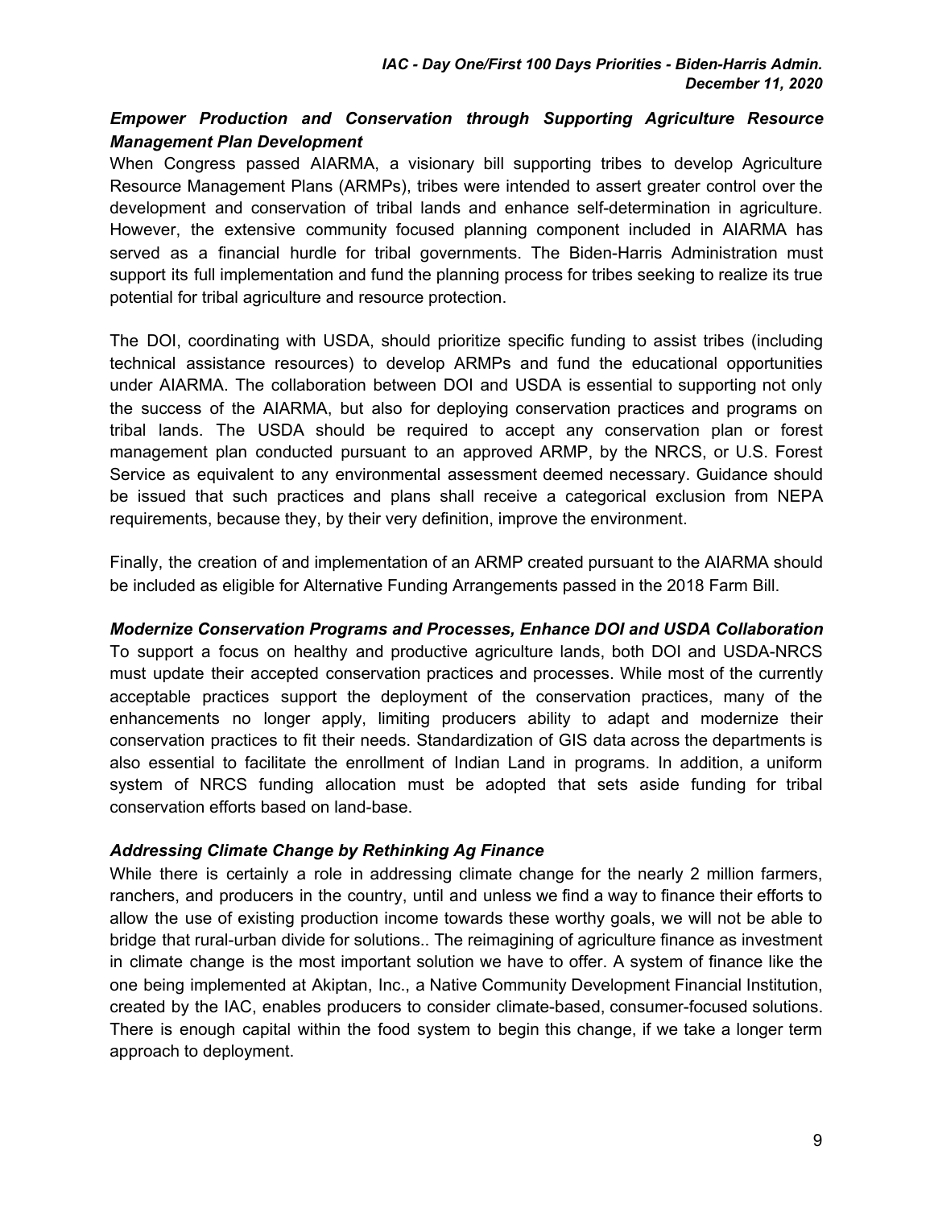### *Empower Production and Conservation through Supporting Agriculture Resource Management Plan Development*

When Congress passed AIARMA, a visionary bill supporting tribes to develop Agriculture Resource Management Plans (ARMPs), tribes were intended to assert greater control over the development and conservation of tribal lands and enhance self-determination in agriculture. However, the extensive community focused planning component included in AIARMA has served as a financial hurdle for tribal governments. The Biden-Harris Administration must support its full implementation and fund the planning process for tribes seeking to realize its true potential for tribal agriculture and resource protection.

The DOI, coordinating with USDA, should prioritize specific funding to assist tribes (including technical assistance resources) to develop ARMPs and fund the educational opportunities under AIARMA. The collaboration between DOI and USDA is essential to supporting not only the success of the AIARMA, but also for deploying conservation practices and programs on tribal lands. The USDA should be required to accept any conservation plan or forest management plan conducted pursuant to an approved ARMP, by the NRCS, or U.S. Forest Service as equivalent to any environmental assessment deemed necessary. Guidance should be issued that such practices and plans shall receive a categorical exclusion from NEPA requirements, because they, by their very definition, improve the environment.

Finally, the creation of and implementation of an ARMP created pursuant to the AIARMA should be included as eligible for Alternative Funding Arrangements passed in the 2018 Farm Bill.

### *Modernize Conservation Programs and Processes, Enhance DOI and USDA Collaboration*

To support a focus on healthy and productive agriculture lands, both DOI and USDA-NRCS must update their accepted conservation practices and processes. While most of the currently acceptable practices support the deployment of the conservation practices, many of the enhancements no longer apply, limiting producers ability to adapt and modernize their conservation practices to fit their needs. Standardization of GIS data across the departments is also essential to facilitate the enrollment of Indian Land in programs. In addition, a uniform system of NRCS funding allocation must be adopted that sets aside funding for tribal conservation efforts based on land-base.

### *Addressing Climate Change by Rethinking Ag Finance*

While there is certainly a role in addressing climate change for the nearly 2 million farmers, ranchers, and producers in the country, until and unless we find a way to finance their efforts to allow the use of existing production income towards these worthy goals, we will not be able to bridge that rural-urban divide for solutions.. The reimagining of agriculture finance as investment in climate change is the most important solution we have to offer. A system of finance like the one being implemented at Akiptan, Inc., a Native Community Development Financial Institution, created by the IAC, enables producers to consider climate-based, consumer-focused solutions. There is enough capital within the food system to begin this change, if we take a longer term approach to deployment.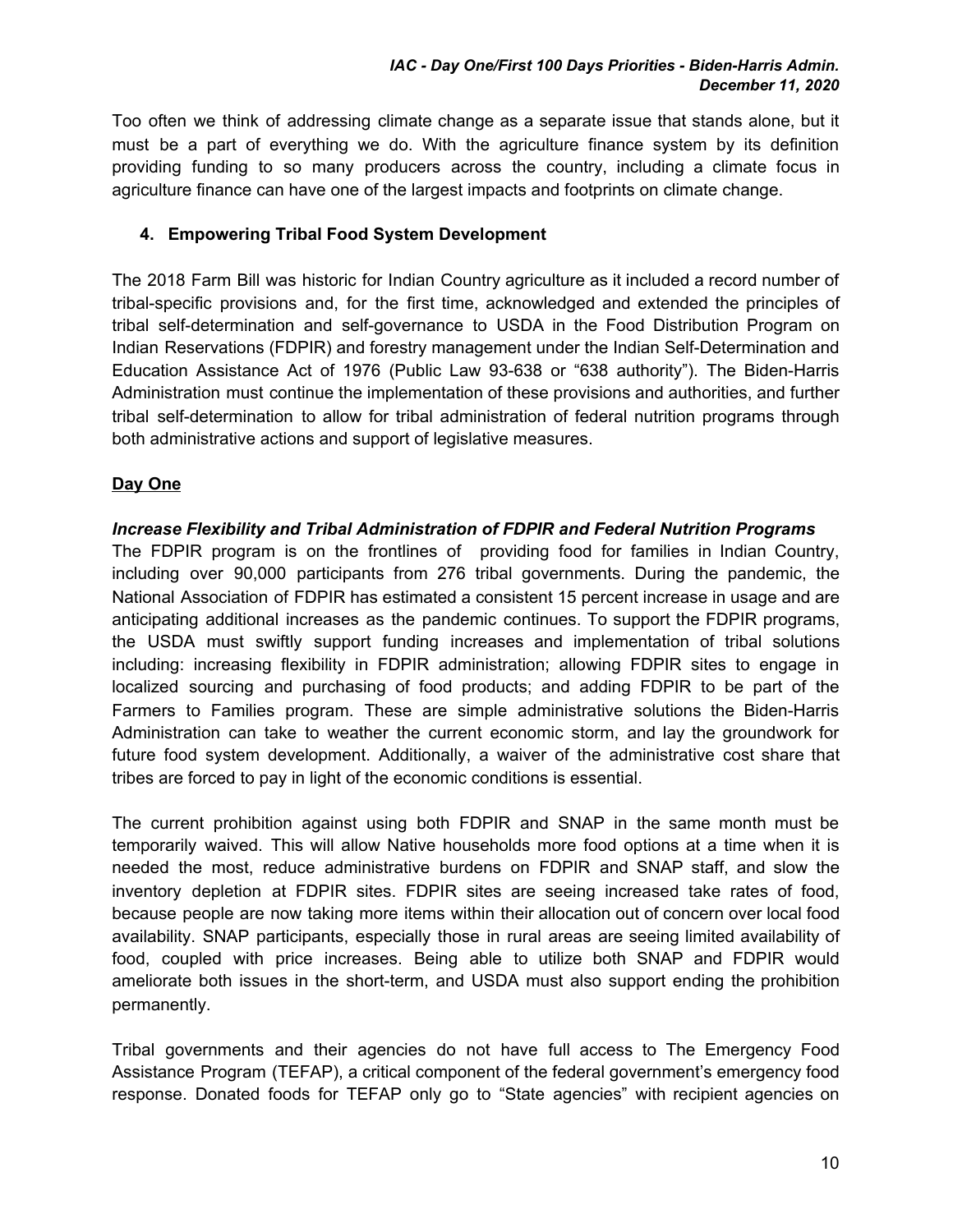Too often we think of addressing climate change as a separate issue that stands alone, but it must be a part of everything we do. With the agriculture finance system by its definition providing funding to so many producers across the country, including a climate focus in agriculture finance can have one of the largest impacts and footprints on climate change.

### 4. Empowering Tribal Food System Development

The 2018 Farm Bill was historic for Indian Country agriculture as it included a record number of tribal-specific provisions and, for the first time, acknowledged and extended the principles of tribal self-determination and self-governance to USDA in the Food Distribution Program on Indian Reservations (FDPIR) and forestry management under the Indian Self-Determination and Education Assistance Act of 1976 (Public Law 93-638 or "638 authority"). The Biden-Harris Administration must continue the implementation of these provisions and authorities, and further tribal self-determination to allow for tribal administration of federal nutrition programs through both administrative actions and support of legislative measures.

**Day One**

***Increase Flexibility and Tribal Administration of FDPIR and Federal Nutrition Programs***

The FDPIR program is on the frontlines of providing food for families in Indian Country, including over 90,000 participants from 276 tribal governments. During the pandemic, the National Association of FDPIR has estimated a consistent 15 percent increase in usage and are anticipating additional increases as the pandemic continues. To support the FDPIR programs, the USDA must swiftly support funding increases and implementation of tribal solutions including: increasing flexibility in FDPIR administration; allowing FDPIR sites to engage in localized sourcing and purchasing of food products; and adding FDPIR to be part of the Farmers to Families program. These are simple administrative solutions the Biden-Harris Administration can take to weather the current economic storm, and lay the groundwork for future food system development. Additionally, a waiver of the administrative cost share that tribes are forced to pay in light of the economic conditions is essential.

The current prohibition against using both FDPIR and SNAP in the same month must be temporarily waived. This will allow Native households more food options at a time when it is needed the most, reduce administrative burdens on FDPIR and SNAP staff, and slow the inventory depletion at FDPIR sites. FDPIR sites are seeing increased take rates of food, because people are now taking more items within their allocation out of concern over local food availability. SNAP participants, especially those in rural areas are seeing limited availability of food, coupled with price increases. Being able to utilize both SNAP and FDPIR would ameliorate both issues in the short-term, and USDA must also support ending the prohibition permanently.

Tribal governments and their agencies do not have full access to The Emergency Food Assistance Program (TEFAP), a critical component of the federal government's emergency food response. Donated foods for TEFAP only go to "State agencies" with recipient agencies on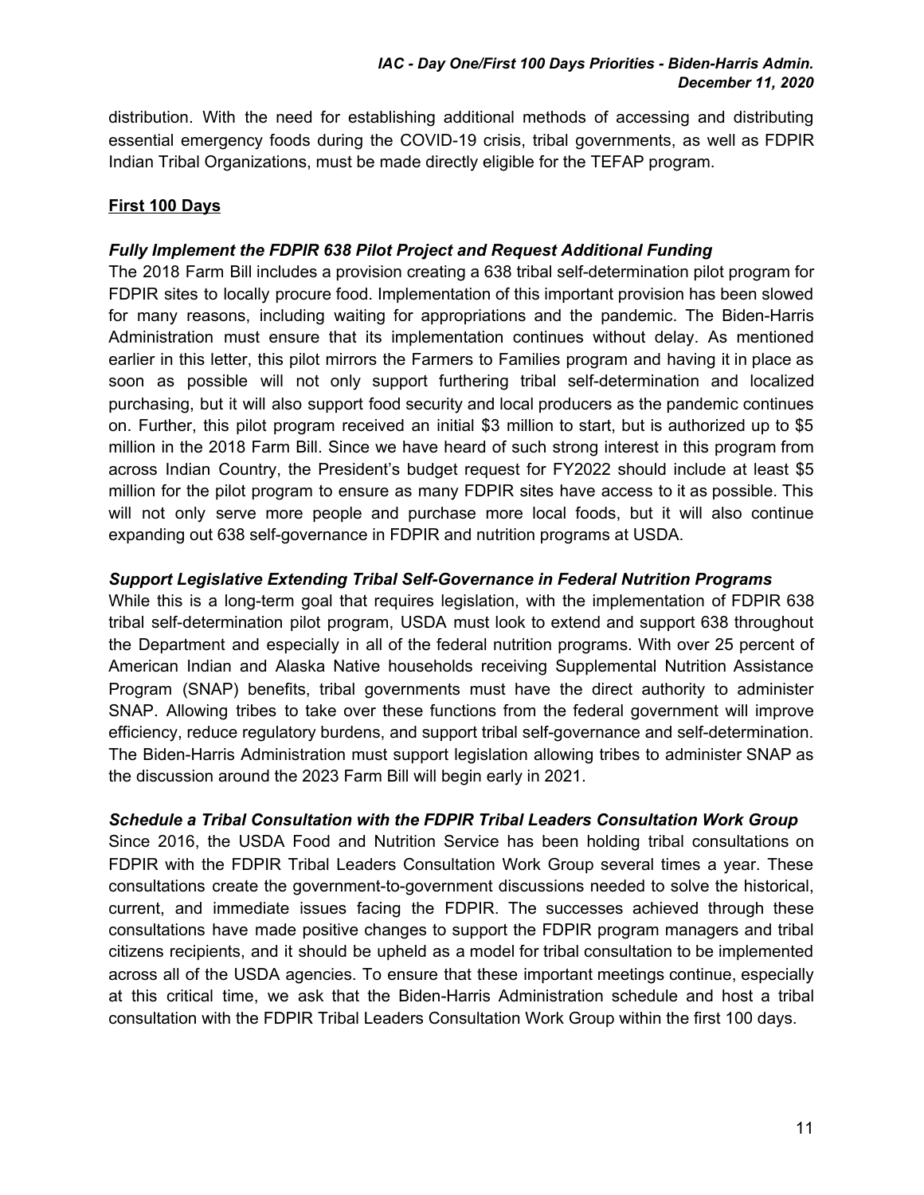distribution. With the need for establishing additional methods of accessing and distributing essential emergency foods during the COVID-19 crisis, tribal governments, as well as FDPIR Indian Tribal Organizations, must be made directly eligible for the TEFAP program.

## First 100 Days

### *Fully Implement the FDPIR 638 Pilot Project and Request Additional Funding*

The 2018 Farm Bill includes a provision creating a 638 tribal self-determination pilot program for FDPIR sites to locally procure food. Implementation of this important provision has been slowed for many reasons, including waiting for appropriations and the pandemic. The Biden-Harris Administration must ensure that its implementation continues without delay. As mentioned earlier in this letter, this pilot mirrors the Farmers to Families program and having it in place as soon as possible will not only support furthering tribal self-determination and localized purchasing, but it will also support food security and local producers as the pandemic continues on. Further, this pilot program received an initial $3 million to start, but is authorized up to $5 million in the 2018 Farm Bill. Since we have heard of such strong interest in this program from across Indian Country, the President's budget request for FY2022 should include at least $5 million for the pilot program to ensure as many FDPIR sites have access to it as possible. This will not only serve more people and purchase more local foods, but it will also continue expanding out 638 self-governance in FDPIR and nutrition programs at USDA.

### *Support Legislative Extending Tribal Self-Governance in Federal Nutrition Programs*

While this is a long-term goal that requires legislation, with the implementation of FDPIR 638 tribal self-determination pilot program, USDA must look to extend and support 638 throughout the Department and especially in all of the federal nutrition programs. With over 25 percent of American Indian and Alaska Native households receiving Supplemental Nutrition Assistance Program (SNAP) benefits, tribal governments must have the direct authority to administer SNAP. Allowing tribes to take over these functions from the federal government will improve efficiency, reduce regulatory burdens, and support tribal self-governance and self-determination. The Biden-Harris Administration must support legislation allowing tribes to administer SNAP as the discussion around the 2023 Farm Bill will begin early in 2021.

### *Schedule a Tribal Consultation with the FDPIR Tribal Leaders Consultation Work Group*

Since 2016, the USDA Food and Nutrition Service has been holding tribal consultations on FDPIR with the FDPIR Tribal Leaders Consultation Work Group several times a year. These consultations create the government-to-government discussions needed to solve the historical, current, and immediate issues facing the FDPIR. The successes achieved through these consultations have made positive changes to support the FDPIR program managers and tribal citizens recipients, and it should be upheld as a model for tribal consultation to be implemented across all of the USDA agencies. To ensure that these important meetings continue, especially at this critical time, we ask that the Biden-Harris Administration schedule and host a tribal consultation with the FDPIR Tribal Leaders Consultation Work Group within the first 100 days.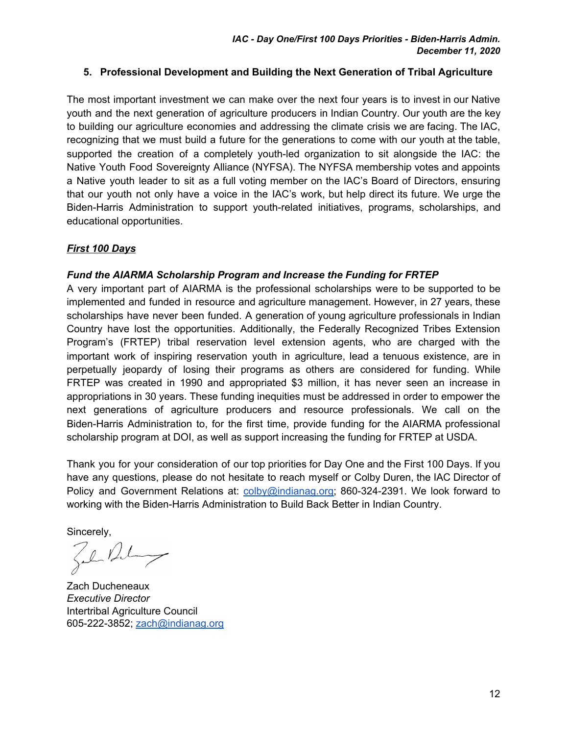## 5. Professional Development and Building the Next Generation of Tribal Agriculture

The most important investment we can make over the next four years is to invest in our Native youth and the next generation of agriculture producers in Indian Country. Our youth are the key to building our agriculture economies and addressing the climate crisis we are facing. The IAC, recognizing that we must build a future for the generations to come with our youth at the table, supported the creation of a completely youth-led organization to sit alongside the IAC: the Native Youth Food Sovereignty Alliance (NYFSA). The NYFSA membership votes and appoints a Native youth leader to sit as a full voting member on the IAC's Board of Directors, ensuring that our youth not only have a voice in the IAC's work, but help direct its future. We urge the Biden-Harris Administration to support youth-related initiatives, programs, scholarships, and educational opportunities.

***First 100 Days***

***Fund the AIARMA Scholarship Program and Increase the Funding for FRTEP***

A very important part of AIARMA is the professional scholarships were to be supported to be implemented and funded in resource and agriculture management. However, in 27 years, these scholarships have never been funded. A generation of young agriculture professionals in Indian Country have lost the opportunities. Additionally, the Federally Recognized Tribes Extension Program's (FRTEP) tribal reservation level extension agents, who are charged with the important work of inspiring reservation youth in agriculture, lead a tenuous existence, are in perpetually jeopardy of losing their programs as others are considered for funding. While FRTEP was created in 1990 and appropriated $3 million, it has never seen an increase in appropriations in 30 years. These funding inequities must be addressed in order to empower the next generations of agriculture producers and resource professionals. We call on the Biden-Harris Administration to, for the first time, provide funding for the AIARMA professional scholarship program at DOI, as well as support increasing the funding for FRTEP at USDA.

Thank you for your consideration of our top priorities for Day One and the First 100 Days. If you have any questions, please do not hesitate to reach myself or Colby Duren, the IAC Director of Policy and Government Relations at: colby@indianag.org; 860-324-2391. We look forward to working with the Biden-Harris Administration to Build Back Better in Indian Country.

Sincerely,

Zach Ducheneaux  
*Executive Director*  
Intertribal Agriculture Council  
605-222-3852; zach@indianag.org